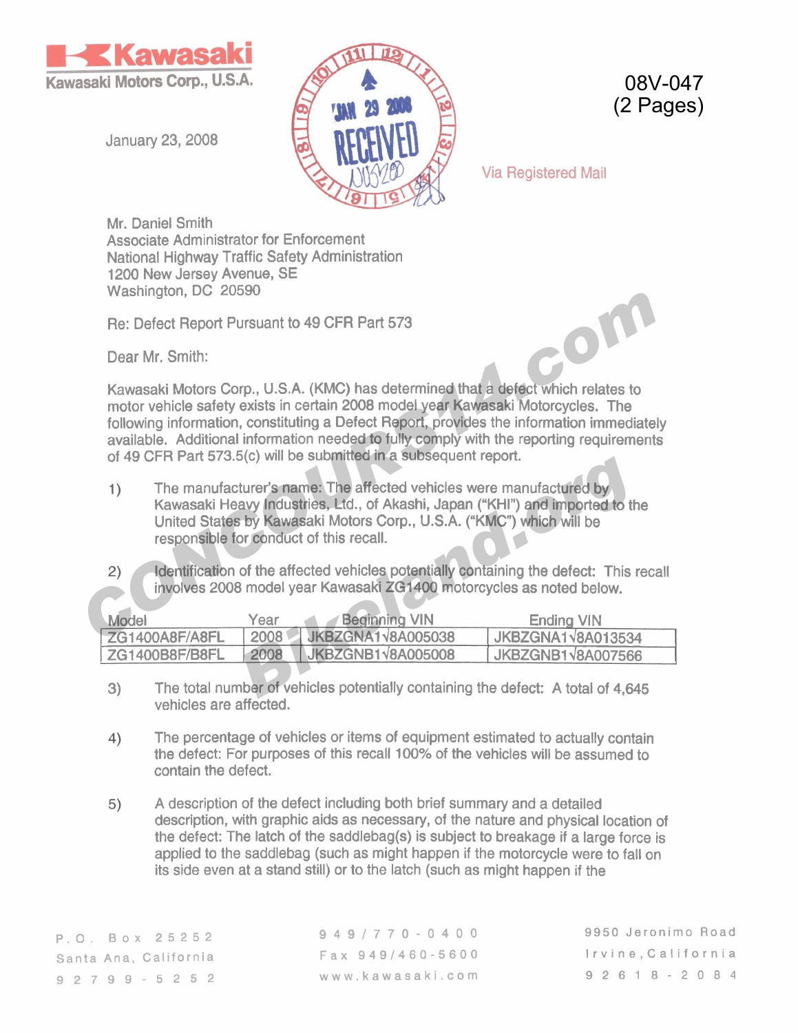**Kawasaki**
Kawasaki Motors Corp., U.S.A.

08V-047
(2 Pages)

January 23, 2008

RECEIVED JAN 29 2008

Via Registered Mail

Mr. Daniel Smith
Associate Administrator for Enforcement
National Highway Traffic Safety Administration
1200 New Jersey Avenue, SE
Washington, DC 20590

Re: Defect Report Pursuant to 49 CFR Part 573

Dear Mr. Smith:

Kawasaki Motors Corp., U.S.A. (KMC) has determined that a defect which relates to motor vehicle safety exists in certain 2008 model year Kawasaki Motorcycles. The following information, constituting a Defect Report, provides the information immediately available. Additional information needed to fully comply with the reporting requirements of 49 CFR Part 573.5(c) will be submitted in a subsequent report.

1) The manufacturer's name: The affected vehicles were manufactured by Kawasaki Heavy Industries, Ltd., of Akashi, Japan ("KHI") and imported to the United States by Kawasaki Motors Corp., U.S.A. ("KMC") which will be responsible for conduct of this recall.

2) Identification of the affected vehicles potentially containing the defect: This recall involves 2008 model year Kawasaki ZG1400 motorcycles as noted below.

| Model | Year | Beginning VIN | Ending VIN |
|---|---|---|---|
| ZG1400A8F/A8FL | 2008 | JKBZGNA1√8A005038 | JKBZGNA1√8A013534 |
| ZG1400B8F/B8FL | 2008 | JKBZGNB1√8A005008 | JKBZGNB1√8A007566 |

3) The total number of vehicles potentially containing the defect: A total of 4,645 vehicles are affected.

4) The percentage of vehicles or items of equipment estimated to actually contain the defect: For purposes of this recall 100% of the vehicles will be assumed to contain the defect.

5) A description of the defect including both brief summary and a detailed description, with graphic aids as necessary, of the nature and physical location of the defect: The latch of the saddlebag(s) is subject to breakage if a large force is applied to the saddlebag (such as might happen if the motorcycle were to fall on its side even at a stand still) or to the latch (such as might happen if the

P. O. Box 25252
Santa Ana, California
92799-5252

949/770-0400
Fax 949/460-5600
www.kawasaki.com

9950 Jeronimo Road
Irvine, California
92618-2084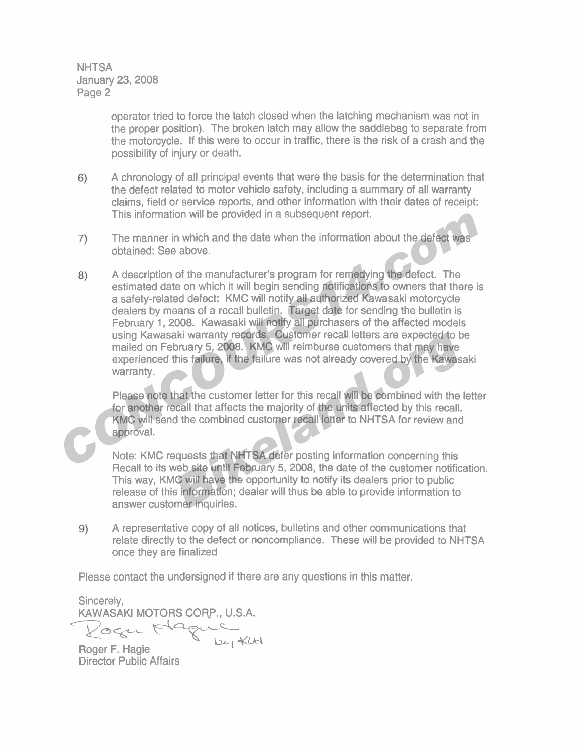operator tried to force the latch closed when the latching mechanism was not in the proper position). The broken latch may allow the saddlebag to separate from the motorcycle. If this were to occur in traffic, there is the risk of a crash and the possibility of injury or death.

6) A chronology of all principal events that were the basis for the determination that the defect related to motor vehicle safety, including a summary of all warranty claims, field or service reports, and other information with their dates of receipt: This information will be provided in a subsequent report.

7) The manner in which and the date when the information about the defect was obtained: See above.

8) A description of the manufacturer's program for remedying the defect. The estimated date on which it will begin sending notifications to owners that there is a safety-related defect: KMC will notify all authorized Kawasaki motorcycle dealers by means of a recall bulletin. Target date for sending the bulletin is February 1, 2008. Kawasaki will notify all purchasers of the affected models using Kawasaki warranty records. Customer recall letters are expected to be mailed on February 5, 2008. KMC will reimburse customers that may have experienced this failure, if the failure was not already covered by the Kawasaki warranty.

   Please note that the customer letter for this recall will be combined with the letter for another recall that affects the majority of the units affected by this recall. KMC will send the combined customer recall letter to NHTSA for review and approval.

   Note: KMC requests that NHTSA defer posting information concerning this Recall to its web site until February 5, 2008, the date of the customer notification. This way, KMC will have the opportunity to notify its dealers prior to public release of this information; dealer will thus be able to provide information to answer customer inquiries.

9) A representative copy of all notices, bulletins and other communications that relate directly to the defect or noncompliance. These will be provided to NHTSA once they are finalized

Please contact the undersigned if there are any questions in this matter.

Sincerely,
KAWASAKI MOTORS CORP., U.S.A.

Roger Hagie by KLH

Roger F. Hagie
Director Public Affairs